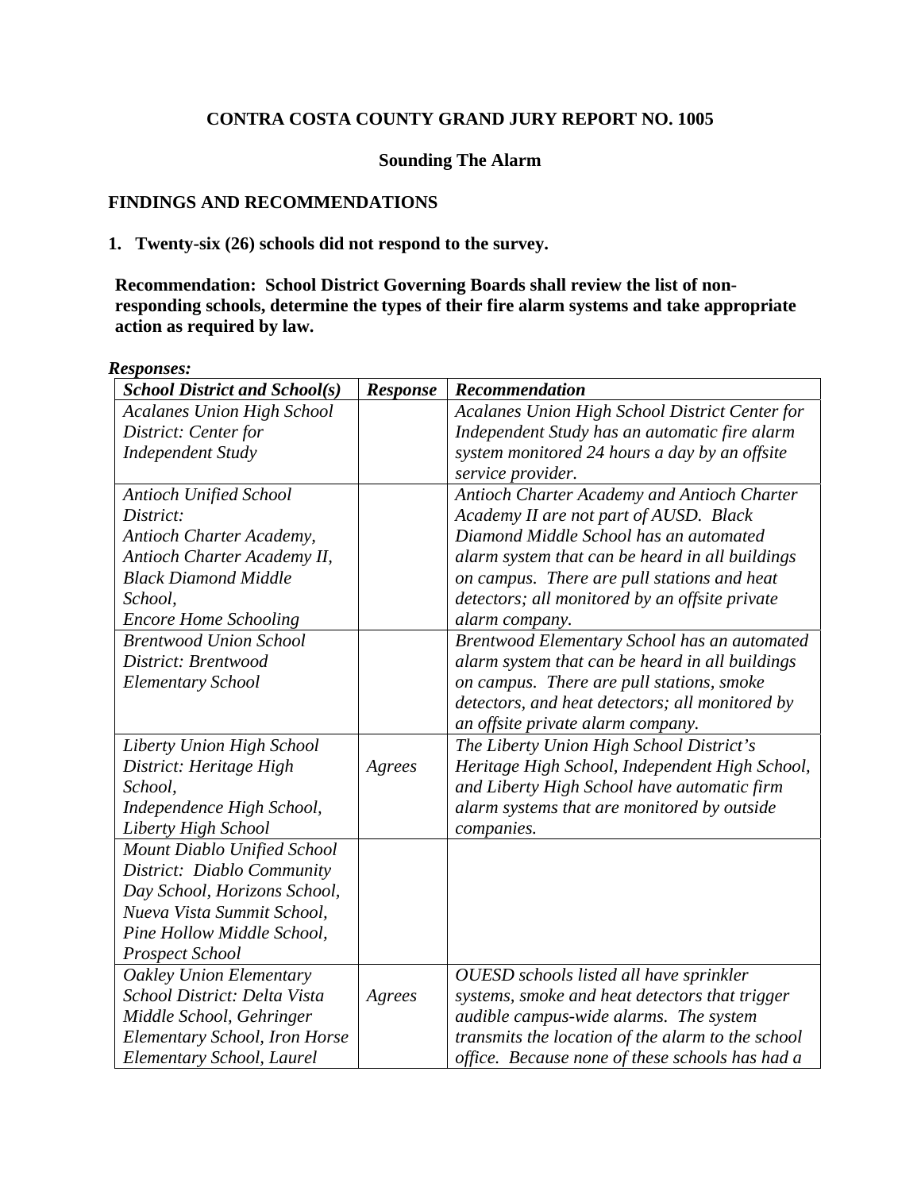# CONTRA COSTA COUNTY GRAND JURY REPORT NO. 1005

## Sounding The Alarm

## FINDINGS AND RECOMMENDATIONS

**1. Twenty-six (26) schools did not respond to the survey.**

**Recommendation: School District Governing Boards shall review the list of non-responding schools, determine the types of their fire alarm systems and take appropriate action as required by law.**

***Responses:***

| *School District and School(s)* | *Response* | *Recommendation* |
|---|---|---|
| *Acalanes Union High School District: Center for Independent Study* | | *Acalanes Union High School District Center for Independent Study has an automatic fire alarm system monitored 24 hours a day by an offsite service provider.* |
| *Antioch Unified School District: Antioch Charter Academy, Antioch Charter Academy II, Black Diamond Middle School, Encore Home Schooling* | | *Antioch Charter Academy and Antioch Charter Academy II are not part of AUSD. Black Diamond Middle School has an automated alarm system that can be heard in all buildings on campus. There are pull stations and heat detectors; all monitored by an offsite private alarm company.* |
| *Brentwood Union School District: Brentwood Elementary School* | | *Brentwood Elementary School has an automated alarm system that can be heard in all buildings on campus. There are pull stations, smoke detectors, and heat detectors; all monitored by an offsite private alarm company.* |
| *Liberty Union High School District: Heritage High School, Independence High School, Liberty High School* | *Agrees* | *The Liberty Union High School District's Heritage High School, Independent High School, and Liberty High School have automatic firm alarm systems that are monitored by outside companies.* |
| *Mount Diablo Unified School District: Diablo Community Day School, Horizons School, Nueva Vista Summit School, Pine Hollow Middle School, Prospect School* | | |
| *Oakley Union Elementary School District: Delta Vista Middle School, Gehringer Elementary School, Iron Horse Elementary School, Laurel* | *Agrees* | *OUESD schools listed all have sprinkler systems, smoke and heat detectors that trigger audible campus-wide alarms. The system transmits the location of the alarm to the school office. Because none of these schools has had a* |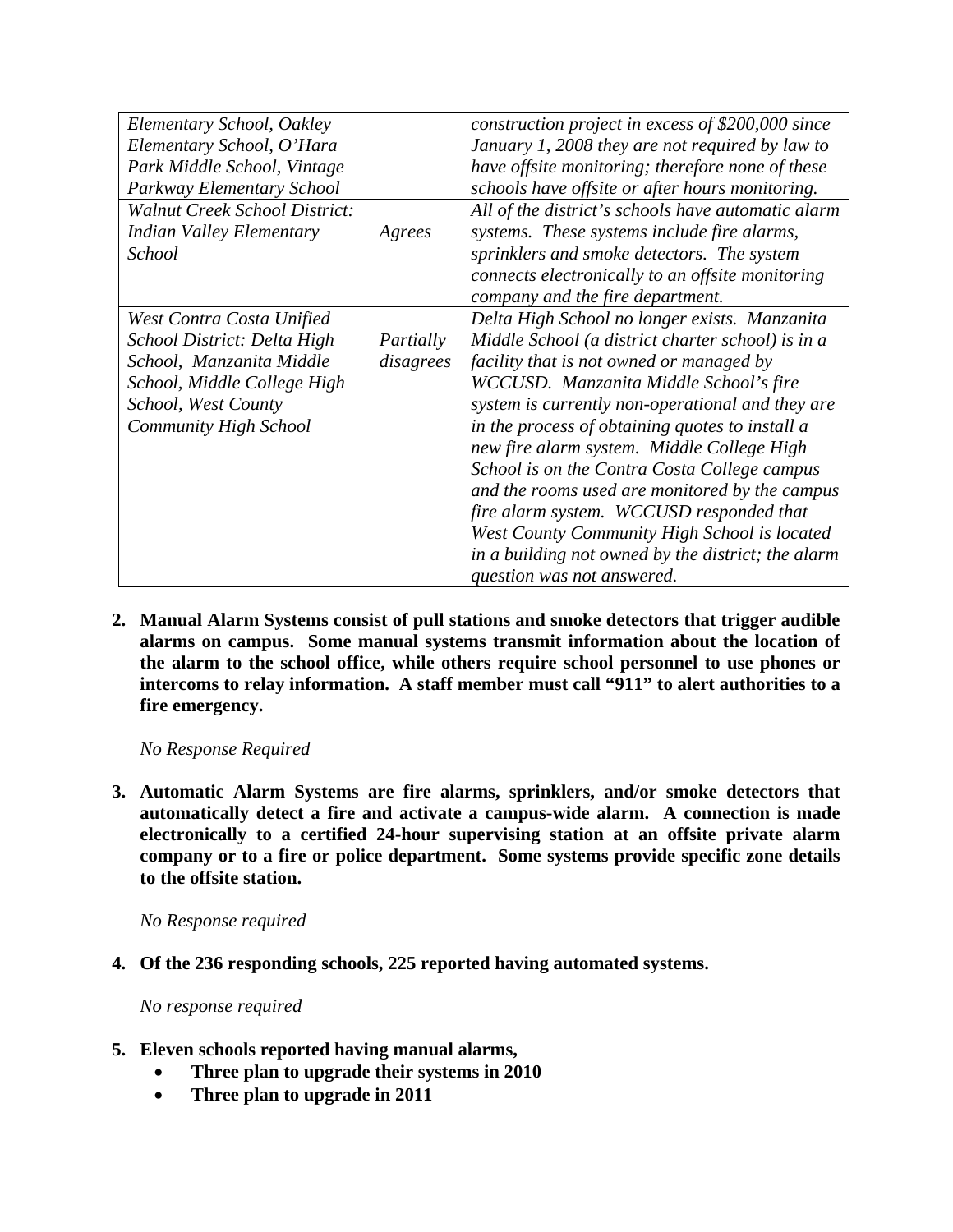| | | |
|---|---|---|
| *Elementary School, Oakley Elementary School, O'Hara Park Middle School, Vintage Parkway Elementary School* | | *construction project in excess of $200,000 since January 1, 2008 they are not required by law to have offsite monitoring; therefore none of these schools have offsite or after hours monitoring.* |
| *Walnut Creek School District: Indian Valley Elementary School* | *Agrees* | *All of the district's schools have automatic alarm systems. These systems include fire alarms, sprinklers and smoke detectors. The system connects electronically to an offsite monitoring company and the fire department.* |
| *West Contra Costa Unified School District: Delta High School, Manzanita Middle School, Middle College High School, West County Community High School* | *Partially disagrees* | *Delta High School no longer exists. Manzanita Middle School (a district charter school) is in a facility that is not owned or managed by WCCUSD. Manzanita Middle School's fire system is currently non-operational and they are in the process of obtaining quotes to install a new fire alarm system. Middle College High School is on the Contra Costa College campus and the rooms used are monitored by the campus fire alarm system. WCCUSD responded that West County Community High School is located in a building not owned by the district; the alarm question was not answered.* |

2. **Manual Alarm Systems consist of pull stations and smoke detectors that trigger audible alarms on campus. Some manual systems transmit information about the location of the alarm to the school office, while others require school personnel to use phones or intercoms to relay information. A staff member must call "911" to alert authorities to a fire emergency.**

   *No Response Required*

3. **Automatic Alarm Systems are fire alarms, sprinklers, and/or smoke detectors that automatically detect a fire and activate a campus-wide alarm. A connection is made electronically to a certified 24-hour supervising station at an offsite private alarm company or to a fire or police department. Some systems provide specific zone details to the offsite station.**

   *No Response required*

4. **Of the 236 responding schools, 225 reported having automated systems.**

   *No response required*

5. **Eleven schools reported having manual alarms,**
   - **Three plan to upgrade their systems in 2010**
   - **Three plan to upgrade in 2011**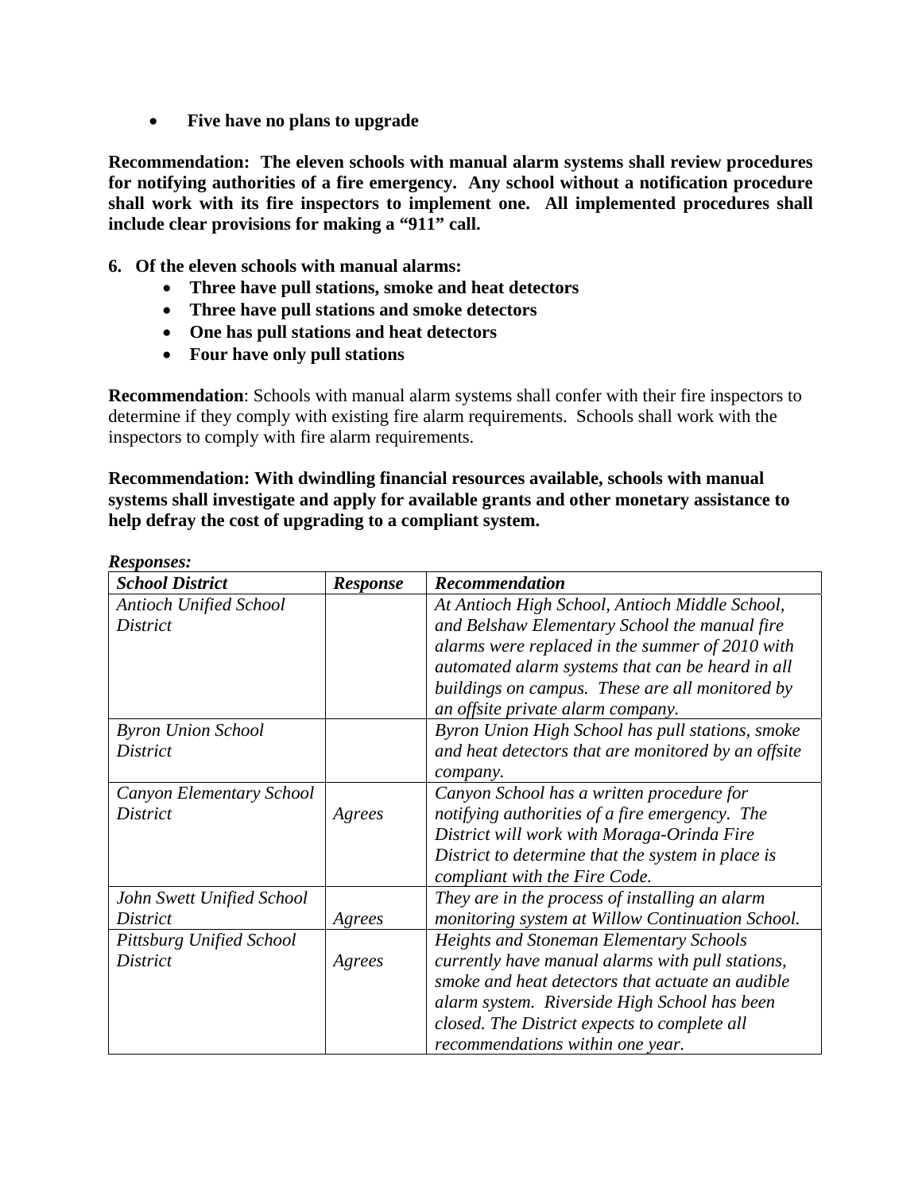- **Five have no plans to upgrade**

**Recommendation: The eleven schools with manual alarm systems shall review procedures for notifying authorities of a fire emergency. Any school without a notification procedure shall work with its fire inspectors to implement one. All implemented procedures shall include clear provisions for making a "911" call.**

**6. Of the eleven schools with manual alarms:**
- **Three have pull stations, smoke and heat detectors**
- **Three have pull stations and smoke detectors**
- **One has pull stations and heat detectors**
- **Four have only pull stations**

**Recommendation**: Schools with manual alarm systems shall confer with their fire inspectors to determine if they comply with existing fire alarm requirements. Schools shall work with the inspectors to comply with fire alarm requirements.

**Recommendation: With dwindling financial resources available, schools with manual systems shall investigate and apply for available grants and other monetary assistance to help defray the cost of upgrading to a compliant system.**

***Responses:***

| ***School District*** | ***Response*** | ***Recommendation*** |
|---|---|---|
| *Antioch Unified School District* | | *At Antioch High School, Antioch Middle School, and Belshaw Elementary School the manual fire alarms were replaced in the summer of 2010 with automated alarm systems that can be heard in all buildings on campus. These are all monitored by an offsite private alarm company.* |
| *Byron Union School District* | | *Byron Union High School has pull stations, smoke and heat detectors that are monitored by an offsite company.* |
| *Canyon Elementary School District* | *Agrees* | *Canyon School has a written procedure for notifying authorities of a fire emergency. The District will work with Moraga-Orinda Fire District to determine that the system in place is compliant with the Fire Code.* |
| *John Swett Unified School District* | *Agrees* | *They are in the process of installing an alarm monitoring system at Willow Continuation School.* |
| *Pittsburg Unified School District* | *Agrees* | *Heights and Stoneman Elementary Schools currently have manual alarms with pull stations, smoke and heat detectors that actuate an audible alarm system. Riverside High School has been closed. The District expects to complete all recommendations within one year.* |